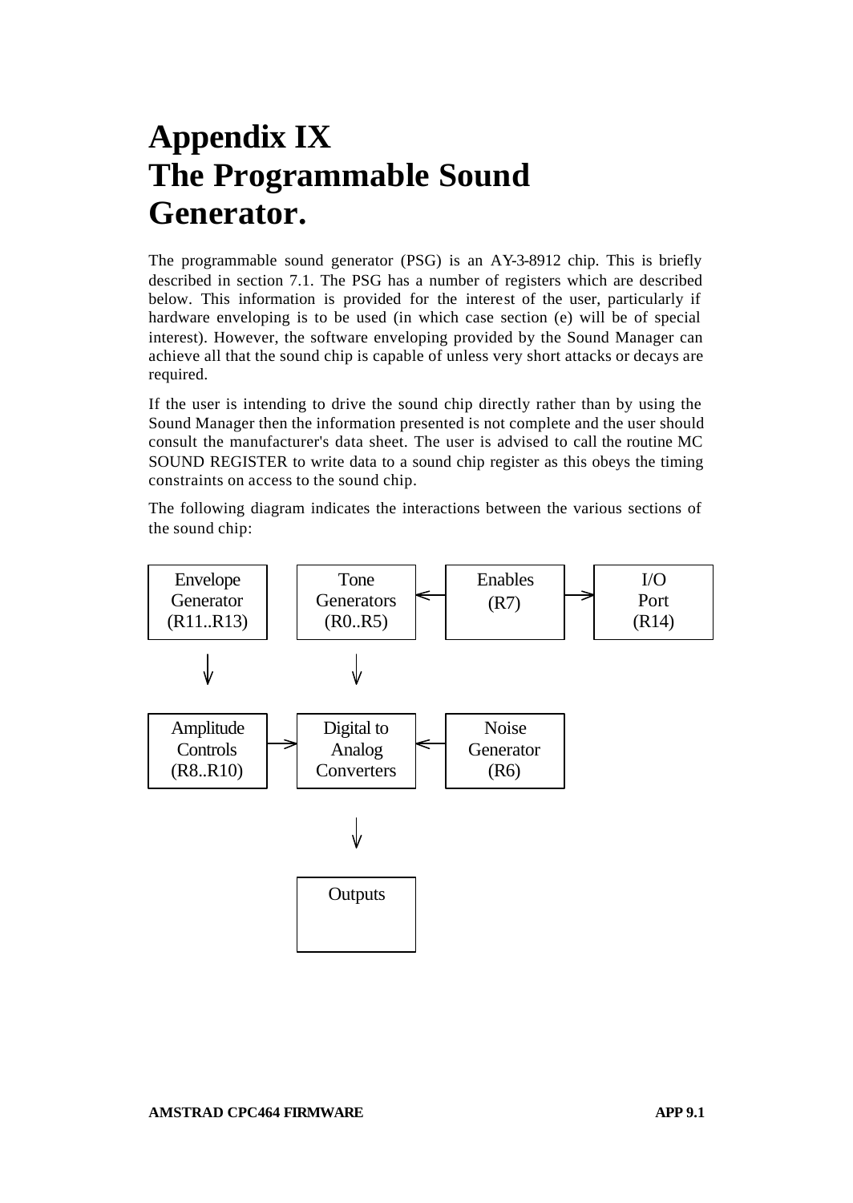# Appendix IX
# The Programmable Sound Generator.

The programmable sound generator (PSG) is an AY-3-8912 chip. This is briefly described in section 7.1. The PSG has a number of registers which are described below. This information is provided for the interest of the user, particularly if hardware enveloping is to be used (in which case section (e) will be of special interest). However, the software enveloping provided by the Sound Manager can achieve all that the sound chip is capable of unless very short attacks or decays are required.

If the user is intending to drive the sound chip directly rather than by using the Sound Manager then the information presented is not complete and the user should consult the manufacturer's data sheet. The user is advised to call the routine MC SOUND REGISTER to write data to a sound chip register as this obeys the timing constraints on access to the sound chip.

The following diagram indicates the interactions between the various sections of the sound chip:

```
+------------+   +------------+   +------------+   +------------+
|  Envelope  |   |    Tone    |   |  Enables   |   |    I/O     |
|  Generator |   | Generators |<--|    (R7)    |-->|    Port    |
| (R11..R13) |   |  (R0..R5)  |   |            |   |   (R14)    |
+------------+   +------------+   +------------+   +------------+
      |                |
      v                v
+------------+   +------------+   +------------+
| Amplitude  |   | Digital to |   |   Noise    |
|  Controls  |-->|   Analog   |<--| Generator  |
| (R8..R10)  |   | Converters |   |    (R6)    |
+------------+   +------------+   +------------+
                       |
                       v
                 +------------+
                 |  Outputs   |
                 |            |
                 +------------+
```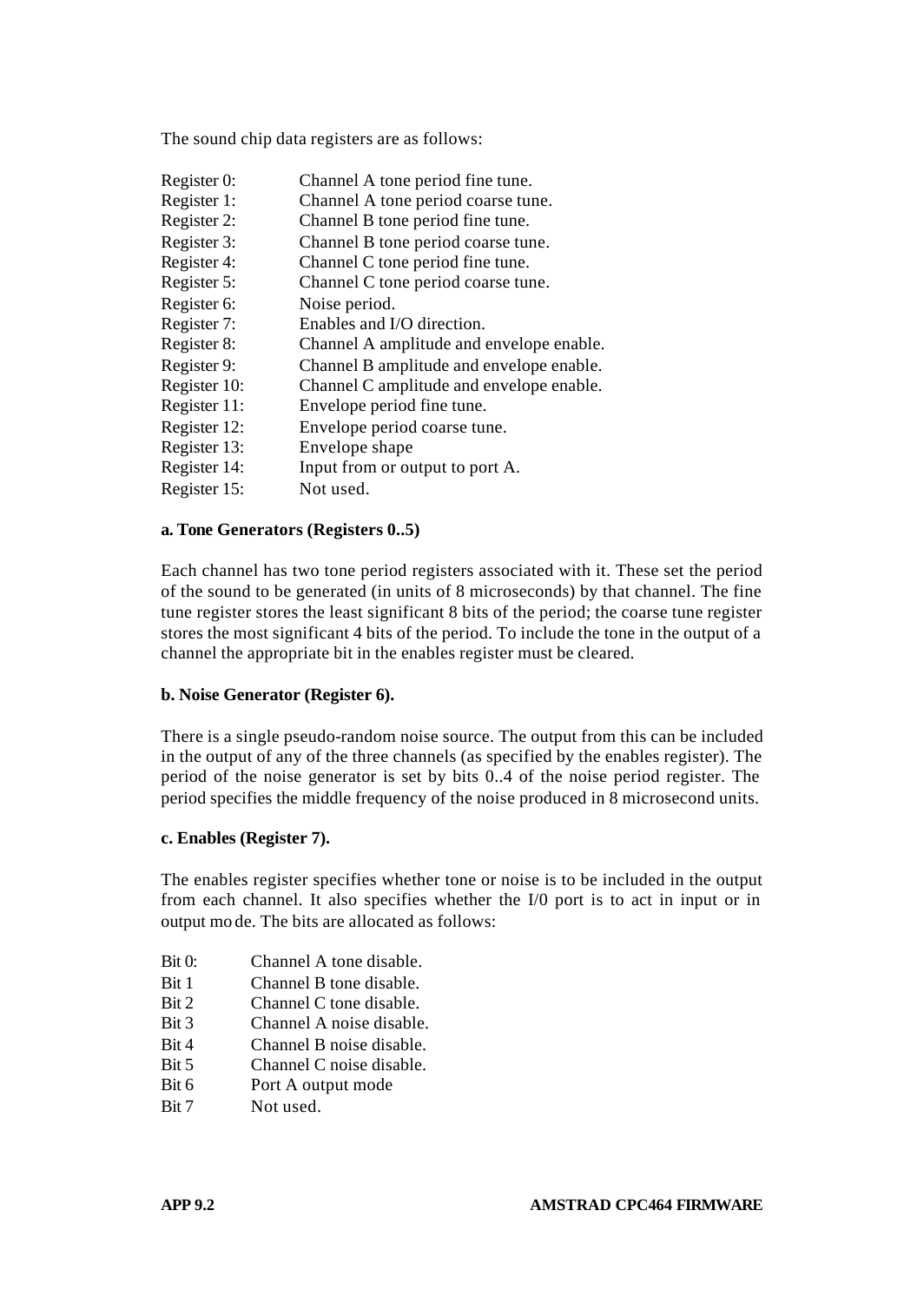The sound chip data registers are as follows:

| | |
|---|---|
| Register 0: | Channel A tone period fine tune. |
| Register 1: | Channel A tone period coarse tune. |
| Register 2: | Channel B tone period fine tune. |
| Register 3: | Channel B tone period coarse tune. |
| Register 4: | Channel C tone period fine tune. |
| Register 5: | Channel C tone period coarse tune. |
| Register 6: | Noise period. |
| Register 7: | Enables and I/O direction. |
| Register 8: | Channel A amplitude and envelope enable. |
| Register 9: | Channel B amplitude and envelope enable. |
| Register 10: | Channel C amplitude and envelope enable. |
| Register 11: | Envelope period fine tune. |
| Register 12: | Envelope period coarse tune. |
| Register 13: | Envelope shape |
| Register 14: | Input from or output to port A. |
| Register 15: | Not used. |

**a. Tone Generators (Registers 0..5)**

Each channel has two tone period registers associated with it. These set the period of the sound to be generated (in units of 8 microseconds) by that channel. The fine tune register stores the least significant 8 bits of the period; the coarse tune register stores the most significant 4 bits of the period. To include the tone in the output of a channel the appropriate bit in the enables register must be cleared.

**b. Noise Generator (Register 6).**

There is a single pseudo-random noise source. The output from this can be included in the output of any of the three channels (as specified by the enables register). The period of the noise generator is set by bits 0..4 of the noise period register. The period specifies the middle frequency of the noise produced in 8 microsecond units.

**c. Enables (Register 7).**

The enables register specifies whether tone or noise is to be included in the output from each channel. It also specifies whether the I/0 port is to act in input or in output mode. The bits are allocated as follows:

| | |
|---|---|
| Bit 0: | Channel A tone disable. |
| Bit 1 | Channel B tone disable. |
| Bit 2 | Channel C tone disable. |
| Bit 3 | Channel A noise disable. |
| Bit 4 | Channel B noise disable. |
| Bit 5 | Channel C noise disable. |
| Bit 6 | Port A output mode |
| Bit 7 | Not used. |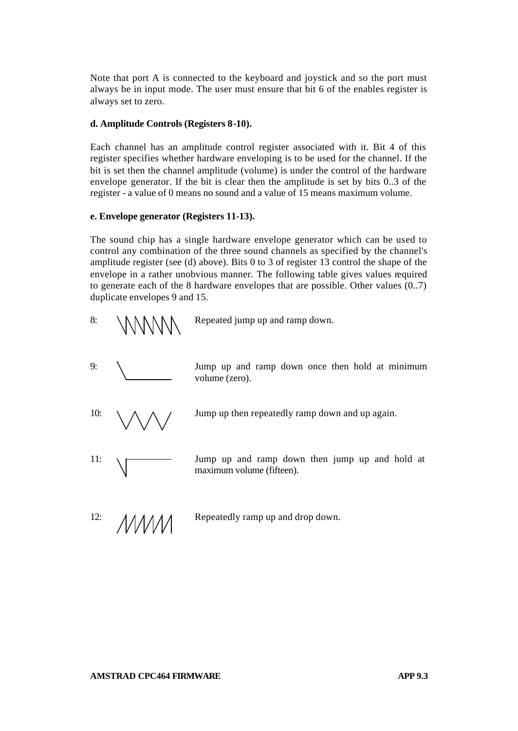Note that port A is connected to the keyboard and joystick and so the port must always be in input mode. The user must ensure that bit 6 of the enables register is always set to zero.

**d. Amplitude Controls (Registers 8-10).**

Each channel has an amplitude control register associated with it. Bit 4 of this register specifies whether hardware enveloping is to be used for the channel. If the bit is set then the channel amplitude (volume) is under the control of the hardware envelope generator. If the bit is clear then the amplitude is set by bits 0..3 of the register - a value of 0 means no sound and a value of 15 means maximum volume.

**e. Envelope generator (Registers 11-13).**

The sound chip has a single hardware envelope generator which can be used to control any combination of the three sound channels as specified by the channel's amplitude register (see (d) above). Bits 0 to 3 of register 13 control the shape of the envelope in a rather unobvious manner. The following table gives values required to generate each of the 8 hardware envelopes that are possible. Other values (0..7) duplicate envelopes 9 and 15.

8: Repeated jump up and ramp down.

9: Jump up and ramp down once then hold at minimum volume (zero).

10: Jump up then repeatedly ramp down and up again.

11: Jump up and ramp down then jump up and hold at maximum volume (fifteen).

12: Repeatedly ramp up and drop down.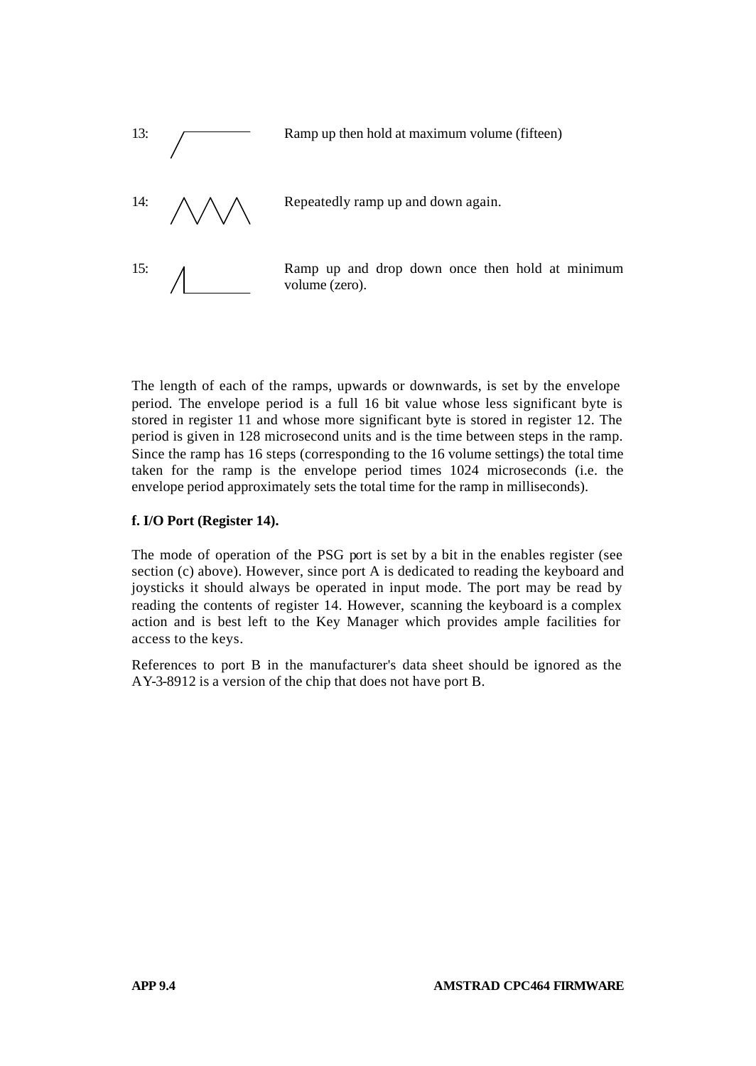13: Ramp up then hold at maximum volume (fifteen)

14: Repeatedly ramp up and down again.

15: Ramp up and drop down once then hold at minimum volume (zero).

The length of each of the ramps, upwards or downwards, is set by the envelope period. The envelope period is a full 16 bit value whose less significant byte is stored in register 11 and whose more significant byte is stored in register 12. The period is given in 128 microsecond units and is the time between steps in the ramp. Since the ramp has 16 steps (corresponding to the 16 volume settings) the total time taken for the ramp is the envelope period times 1024 microseconds (i.e. the envelope period approximately sets the total time for the ramp in milliseconds).

**f. I/O Port (Register 14).**

The mode of operation of the PSG port is set by a bit in the enables register (see section (c) above). However, since port A is dedicated to reading the keyboard and joysticks it should always be operated in input mode. The port may be read by reading the contents of register 14. However, scanning the keyboard is a complex action and is best left to the Key Manager which provides ample facilities for access to the keys.

References to port B in the manufacturer's data sheet should be ignored as the AY-3-8912 is a version of the chip that does not have port B.